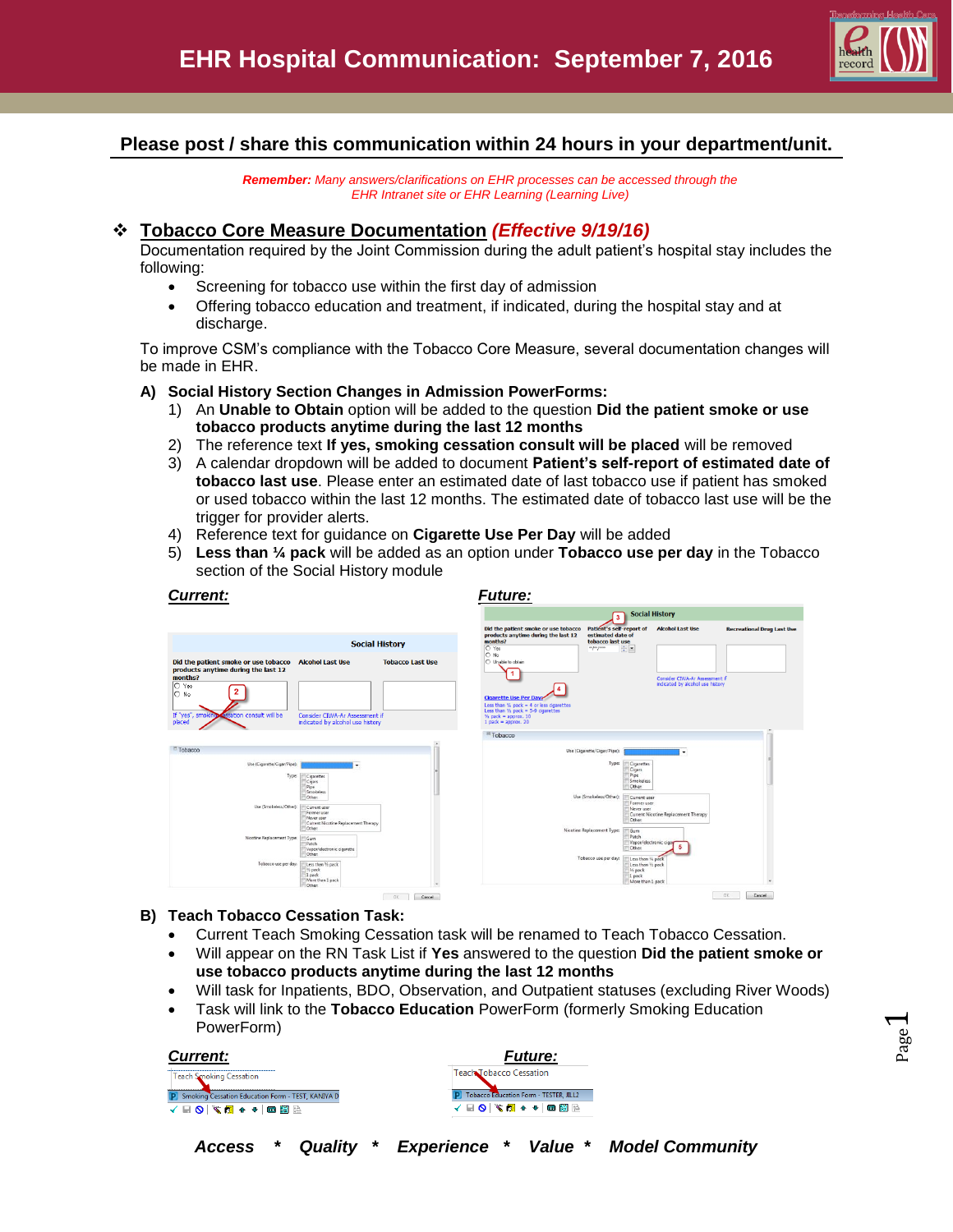# EHR Hospital Communication: September 7, 2016

**Please post / share this communication within 24 hours in your department/unit.**

***Remember:*** *Many answers/clarifications on EHR processes can be accessed through the EHR Intranet site or EHR Learning (Learning Live)*

## ❖ Tobacco Core Measure Documentation *(Effective 9/19/16)*

Documentation required by the Joint Commission during the adult patient's hospital stay includes the following:

- Screening for tobacco use within the first day of admission
- Offering tobacco education and treatment, if indicated, during the hospital stay and at discharge.

To improve CSM's compliance with the Tobacco Core Measure, several documentation changes will be made in EHR.

**A) Social History Section Changes in Admission PowerForms:**

1) An **Unable to Obtain** option will be added to the question **Did the patient smoke or use tobacco products anytime during the last 12 months**
2) The reference text **If yes, smoking cessation consult will be placed** will be removed
3) A calendar dropdown will be added to document **Patient's self-report of estimated date of tobacco last use**. Please enter an estimated date of last tobacco use if patient has smoked or used tobacco within the last 12 months. The estimated date of tobacco last use will be the trigger for provider alerts.
4) Reference text for guidance on **Cigarette Use Per Day** will be added
5) **Less than ¼ pack** will be added as an option under **Tobacco use per day** in the Tobacco section of the Social History module

***Current:*** ***Future:***

**B) Teach Tobacco Cessation Task:**

- Current Teach Smoking Cessation task will be renamed to Teach Tobacco Cessation.
- Will appear on the RN Task List if **Yes** answered to the question **Did the patient smoke or use tobacco products anytime during the last 12 months**
- Will task for Inpatients, BDO, Observation, and Outpatient statuses (excluding River Woods)
- Task will link to the **Tobacco Education** PowerForm (formerly Smoking Education PowerForm)

***Current:*** ***Future:***

***Access * Quality * Experience * Value * Model Community***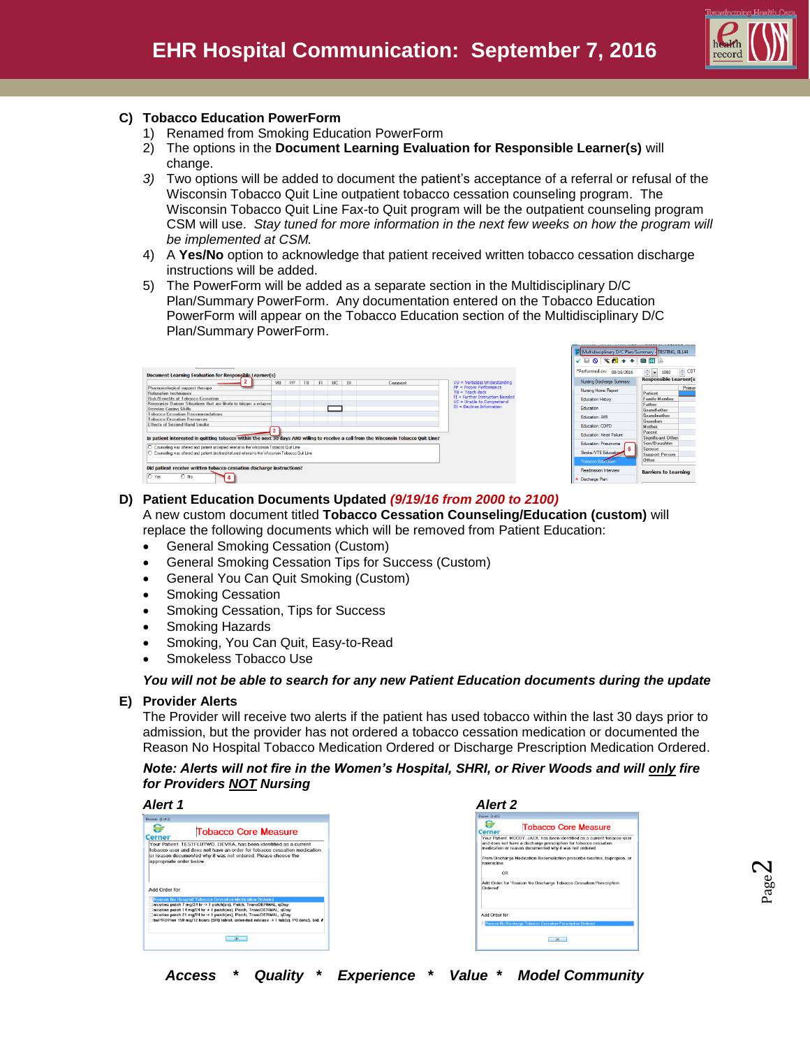**C) Tobacco Education PowerForm**

1) Renamed from Smoking Education PowerForm
2) The options in the **Document Learning Evaluation for Responsible Learner(s)** will change.
3) Two options will be added to document the patient's acceptance of a referral or refusal of the Wisconsin Tobacco Quit Line outpatient tobacco cessation counseling program. The Wisconsin Tobacco Quit Line Fax-to Quit program will be the outpatient counseling program CSM will use. *Stay tuned for more information in the next few weeks on how the program will be implemented at CSM.*
4) A **Yes/No** option to acknowledge that patient received written tobacco cessation discharge instructions will be added.
5) The PowerForm will be added as a separate section in the Multidisciplinary D/C Plan/Summary PowerForm. Any documentation entered on the Tobacco Education PowerForm will appear on the Tobacco Education section of the Multidisciplinary D/C Plan/Summary PowerForm.

**D) Patient Education Documents Updated** ***(9/19/16 from 2000 to 2100)***

A new custom document titled **Tobacco Cessation Counseling/Education (custom)** will replace the following documents which will be removed from Patient Education:

- General Smoking Cessation (Custom)
- General Smoking Cessation Tips for Success (Custom)
- General You Can Quit Smoking (Custom)
- Smoking Cessation
- Smoking Cessation, Tips for Success
- Smoking Hazards
- Smoking, You Can Quit, Easy-to-Read
- Smokeless Tobacco Use

***You will not be able to search for any new Patient Education documents during the update***

**E) Provider Alerts**

The Provider will receive two alerts if the patient has used tobacco within the last 30 days prior to admission, but the provider has not ordered a tobacco cessation medication or documented the Reason No Hospital Tobacco Medication Ordered or Discharge Prescription Medication Ordered.

***Note: Alerts will not fire in the Women's Hospital, SHRI, or River Woods and will only fire for Providers NOT Nursing***

***Alert 1***

***Alert 2***

***Access * Quality * Experience * Value * Model Community***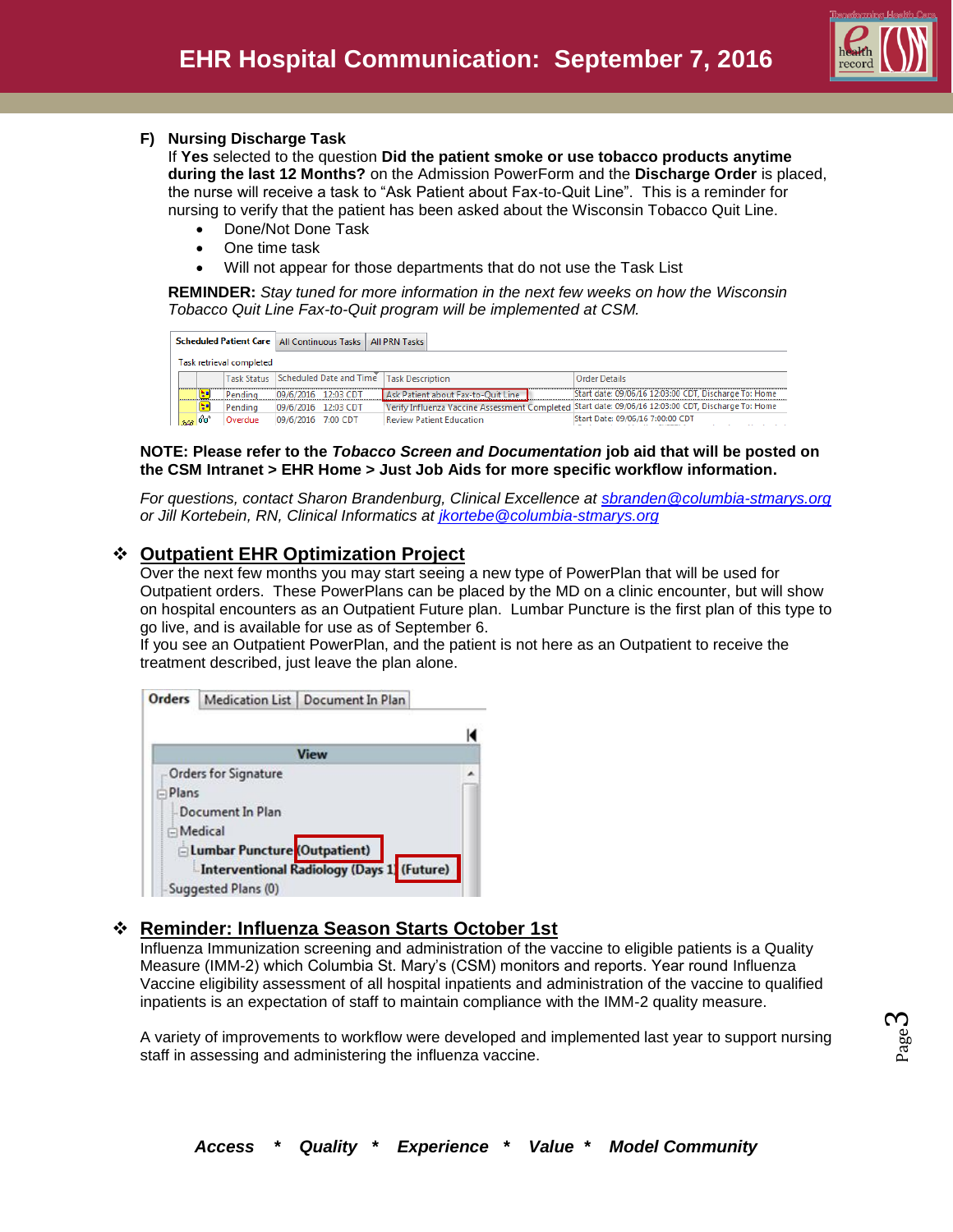**F) Nursing Discharge Task**

If **Yes** selected to the question **Did the patient smoke or use tobacco products anytime during the last 12 Months?** on the Admission PowerForm and the **Discharge Order** is placed, the nurse will receive a task to “Ask Patient about Fax-to-Quit Line”. This is a reminder for nursing to verify that the patient has been asked about the Wisconsin Tobacco Quit Line.

- Done/Not Done Task
- One time task
- Will not appear for those departments that do not use the Task List

**REMINDER:** *Stay tuned for more information in the next few weeks on how the Wisconsin Tobacco Quit Line Fax-to-Quit program will be implemented at CSM.*

Scheduled Patient Care | All Continuous Tasks | All PRN Tasks

Task retrieval completed

| Task Status | Scheduled Date and Time | Task Description | Order Details |
|---|---|---|---|
| Pending | 09/6/2016 12:03 CDT | Ask Patient about Fax-to-Quit Line | Start date: 09/06/16 12:03:00 CDT, Discharge To: Home |
| Pending | 09/6/2016 12:03 CDT | Verify Influenza Vaccine Assessment Completed | Start date: 09/06/16 12:03:00 CDT, Discharge To: Home |
| Overdue | 09/6/2016 7:00 CDT | Review Patient Education | Start Date: 09/06/16 7:00:00 CDT |

**NOTE: Please refer to the *Tobacco Screen and Documentation* job aid that will be posted on the CSM Intranet > EHR Home > Just Job Aids for more specific workflow information.**

*For questions, contact Sharon Brandenburg, Clinical Excellence at sbranden@columbia-stmarys.org or Jill Kortebein, RN, Clinical Informatics at jkortebe@columbia-stmarys.org*

## Outpatient EHR Optimization Project

Over the next few months you may start seeing a new type of PowerPlan that will be used for Outpatient orders. These PowerPlans can be placed by the MD on a clinic encounter, but will show on hospital encounters as an Outpatient Future plan. Lumbar Puncture is the first plan of this type to go live, and is available for use as of September 6.

If you see an Outpatient PowerPlan, and the patient is not here as an Outpatient to receive the treatment described, just leave the plan alone.

Orders | Medication List | Document In Plan

View
- Orders for Signature
- Plans
  - Document In Plan
  - Medical
    - **Lumbar Puncture (Outpatient)**
      - **Interventional Radiology (Days 1) (Future)**
- Suggested Plans (0)

## Reminder: Influenza Season Starts October 1st

Influenza Immunization screening and administration of the vaccine to eligible patients is a Quality Measure (IMM-2) which Columbia St. Mary’s (CSM) monitors and reports. Year round Influenza Vaccine eligibility assessment of all hospital inpatients and administration of the vaccine to qualified inpatients is an expectation of staff to maintain compliance with the IMM-2 quality measure.

A variety of improvements to workflow were developed and implemented last year to support nursing staff in assessing and administering the influenza vaccine.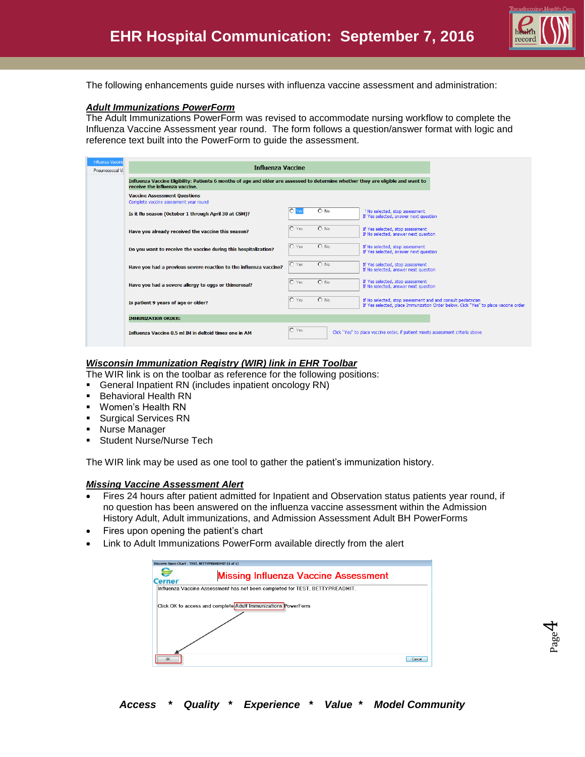# EHR Hospital Communication: September 7, 2016

The following enhancements guide nurses with influenza vaccine assessment and administration:

***Adult Immunizations PowerForm***

The Adult Immunizations PowerForm was revised to accommodate nursing workflow to complete the Influenza Vaccine Assessment year round. The form follows a question/answer format with logic and reference text built into the PowerForm to guide the assessment.

**Influenza Vaccine**

**Influenza Vaccine Eligibility: Patients 6 months of age and older are assessed to determine whether they are eligible and want to receive the influenza vaccine.**

**Vaccine Assessment Questions**

Complete vaccine assessment year round

| Question | Response | Guidance |
|---|---|---|
| Is it flu season (October 1 through April 30 at CSM)? | ○ Yes ○ No | If No selected, stop assessment. If Yes selected, answer next question |
| Have you already received the vaccine this season? | ○ Yes ○ No | If Yes selected, stop assessment. If No selected, answer next question |
| Do you want to receive the vaccine during this hospitalization? | ○ Yes ○ No | If No selected, stop assessment. If Yes selected, answer next question |
| Have you had a previous severe reaction to the influenza vaccine? | ○ Yes ○ No | If Yes selected, stop assessment. If No selected, answer next question |
| Have you had a severe allergy to eggs or thimerosal? | ○ Yes ○ No | If Yes selected, stop assessment. If No selected, answer next question |
| Is patient 9 years of age or older? | ○ Yes ○ No | If No selected, stop assessment and and consult pediatrician. If Yes selected, place Immunization Order below. Click "Yes" to place vaccine order |

**IMMUNIZATION ORDER:**

| Order | Response | Guidance |
|---|---|---|
| Influenza Vaccine 0.5 ml IM in deltoid times one in AM | ○ Yes | Click "Yes" to place vaccine order, if patient meets assessment criteria above |

***Wisconsin Immunization Registry (WIR) link in EHR Toolbar***

The WIR link is on the toolbar as reference for the following positions:

- General Inpatient RN (includes inpatient oncology RN)
- Behavioral Health RN
- Women's Health RN
- Surgical Services RN
- Nurse Manager
- Student Nurse/Nurse Tech

The WIR link may be used as one tool to gather the patient's immunization history.

***Missing Vaccine Assessment Alert***

- Fires 24 hours after patient admitted for Inpatient and Observation status patients year round, if no question has been answered on the influenza vaccine assessment within the Admission History Adult, Adult immunizations, and Admission Assessment Adult BH PowerForms
- Fires upon opening the patient's chart
- Link to Adult Immunizations PowerForm available directly from the alert

Discern: Open Chart - TEST, BETTYPREADMIT (1 of 1)

**Missing Influenza Vaccine Assessment**

Influenza Vaccine Assessment has not been completed for TEST, BETTYPREADMIT.

Click OK to access and complete Adult Immunizations PowerForm

OK | Cancel

***Access * Quality * Experience * Value * Model Community***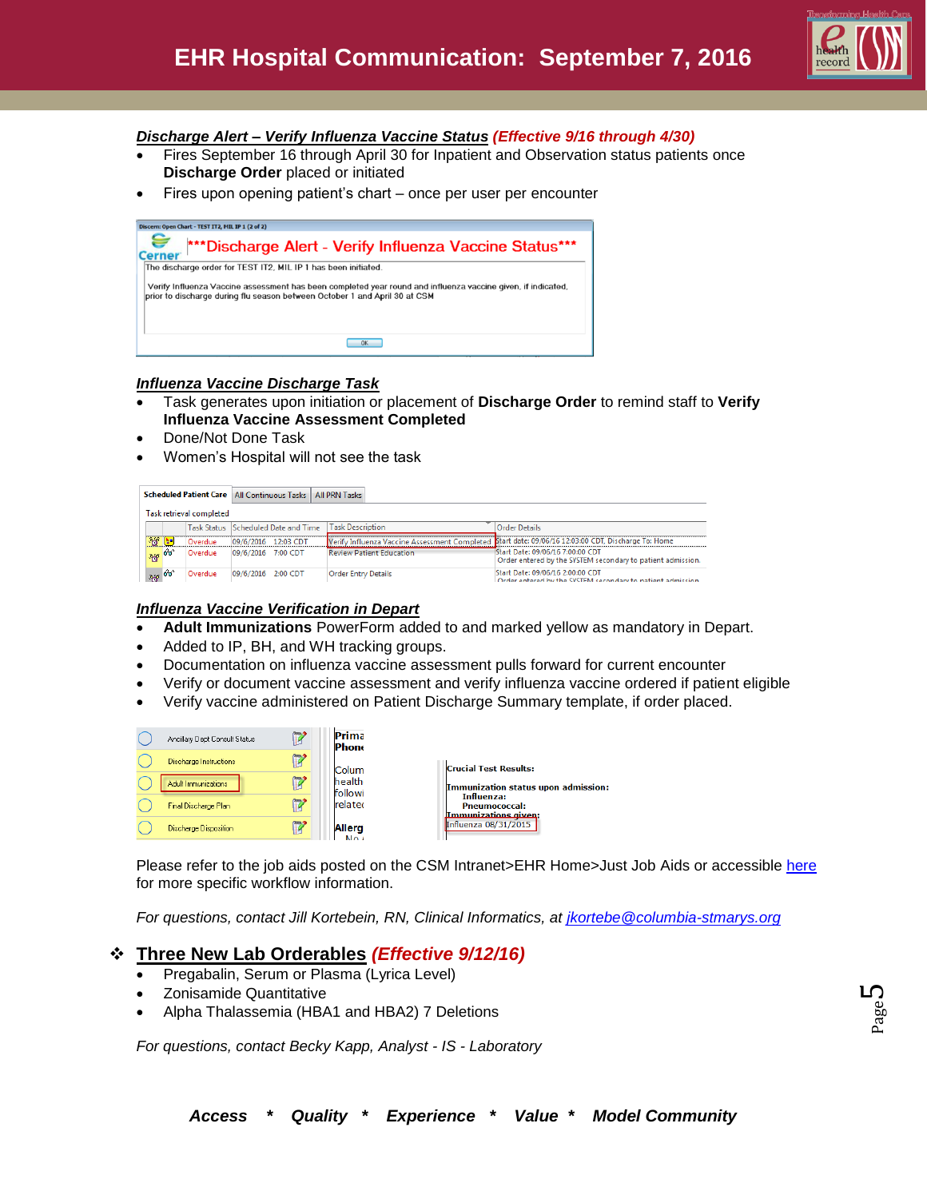## Discharge Alert – Verify Influenza Vaccine Status *(Effective 9/16 through 4/30)*

- Fires September 16 through April 30 for Inpatient and Observation status patients once **Discharge Order** placed or initiated
- Fires upon opening patient's chart – once per user per encounter

## Influenza Vaccine Discharge Task

- Task generates upon initiation or placement of **Discharge Order** to remind staff to **Verify Influenza Vaccine Assessment Completed**
- Done/Not Done Task
- Women's Hospital will not see the task

## Influenza Vaccine Verification in Depart

- **Adult Immunizations** PowerForm added to and marked yellow as mandatory in Depart.
- Added to IP, BH, and WH tracking groups.
- Documentation on influenza vaccine assessment pulls forward for current encounter
- Verify or document vaccine assessment and verify influenza vaccine ordered if patient eligible
- Verify vaccine administered on Patient Discharge Summary template, if order placed.

Please refer to the job aids posted on the CSM Intranet>EHR Home>Just Job Aids or accessible here for more specific workflow information.

*For questions, contact Jill Kortebein, RN, Clinical Informatics, at jkortebe@columbia-stmarys.org*

## Three New Lab Orderables *(Effective 9/12/16)*

- Pregabalin, Serum or Plasma (Lyrica Level)
- Zonisamide Quantitative
- Alpha Thalassemia (HBA1 and HBA2) 7 Deletions

*For questions, contact Becky Kapp, Analyst - IS - Laboratory*

***Access * Quality * Experience * Value * Model Community***